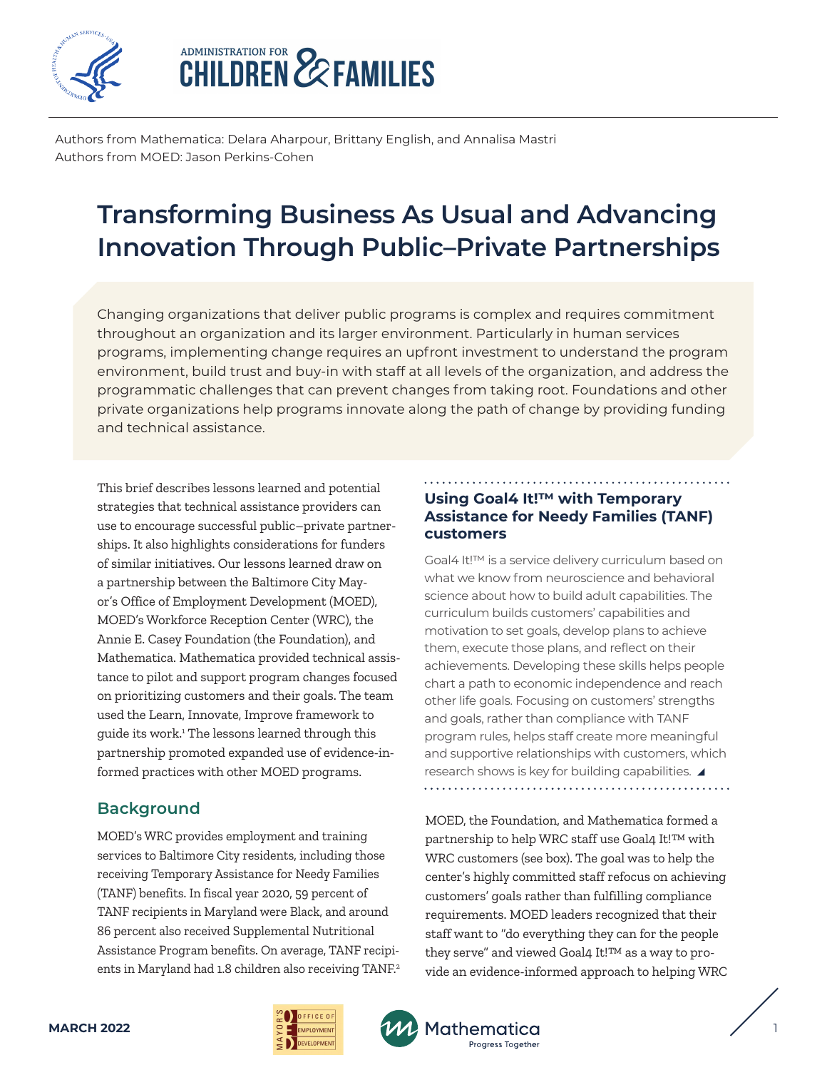Authors from Mathematica: Delara Aharpour, Brittany English, and Annalisa Mastri
Authors from MOED: Jason Perkins-Cohen

# Transforming Business As Usual and Advancing Innovation Through Public–Private Partnerships

Changing organizations that deliver public programs is complex and requires commitment throughout an organization and its larger environment. Particularly in human services programs, implementing change requires an upfront investment to understand the program environment, build trust and buy-in with staff at all levels of the organization, and address the programmatic challenges that can prevent changes from taking root. Foundations and other private organizations help programs innovate along the path of change by providing funding and technical assistance.

This brief describes lessons learned and potential strategies that technical assistance providers can use to encourage successful public–private partnerships. It also highlights considerations for funders of similar initiatives. Our lessons learned draw on a partnership between the Baltimore City Mayor's Office of Employment Development (MOED), MOED's Workforce Reception Center (WRC), the Annie E. Casey Foundation (the Foundation), and Mathematica. Mathematica provided technical assistance to pilot and support program changes focused on prioritizing customers and their goals. The team used the Learn, Innovate, Improve framework to guide its work.[1] The lessons learned through this partnership promoted expanded use of evidence-informed practices with other MOED programs.

## Background

MOED's WRC provides employment and training services to Baltimore City residents, including those receiving Temporary Assistance for Needy Families (TANF) benefits. In fiscal year 2020, 59 percent of TANF recipients in Maryland were Black, and around 86 percent also received Supplemental Nutritional Assistance Program benefits. On average, TANF recipients in Maryland had 1.8 children also receiving TANF.[2]

### Using Goal4 It!™ with Temporary Assistance for Needy Families (TANF) customers

Goal4 It!™ is a service delivery curriculum based on what we know from neuroscience and behavioral science about how to build adult capabilities. The curriculum builds customers' capabilities and motivation to set goals, develop plans to achieve them, execute those plans, and reflect on their achievements. Developing these skills helps people chart a path to economic independence and reach other life goals. Focusing on customers' strengths and goals, rather than compliance with TANF program rules, helps staff create more meaningful and supportive relationships with customers, which research shows is key for building capabilities.

MOED, the Foundation, and Mathematica formed a partnership to help WRC staff use Goal4 It!™ with WRC customers (see box). The goal was to help the center's highly committed staff refocus on achieving customers' goals rather than fulfilling compliance requirements. MOED leaders recognized that their staff want to "do everything they can for the people they serve" and viewed Goal4 It!™ as a way to provide an evidence-informed approach to helping WRC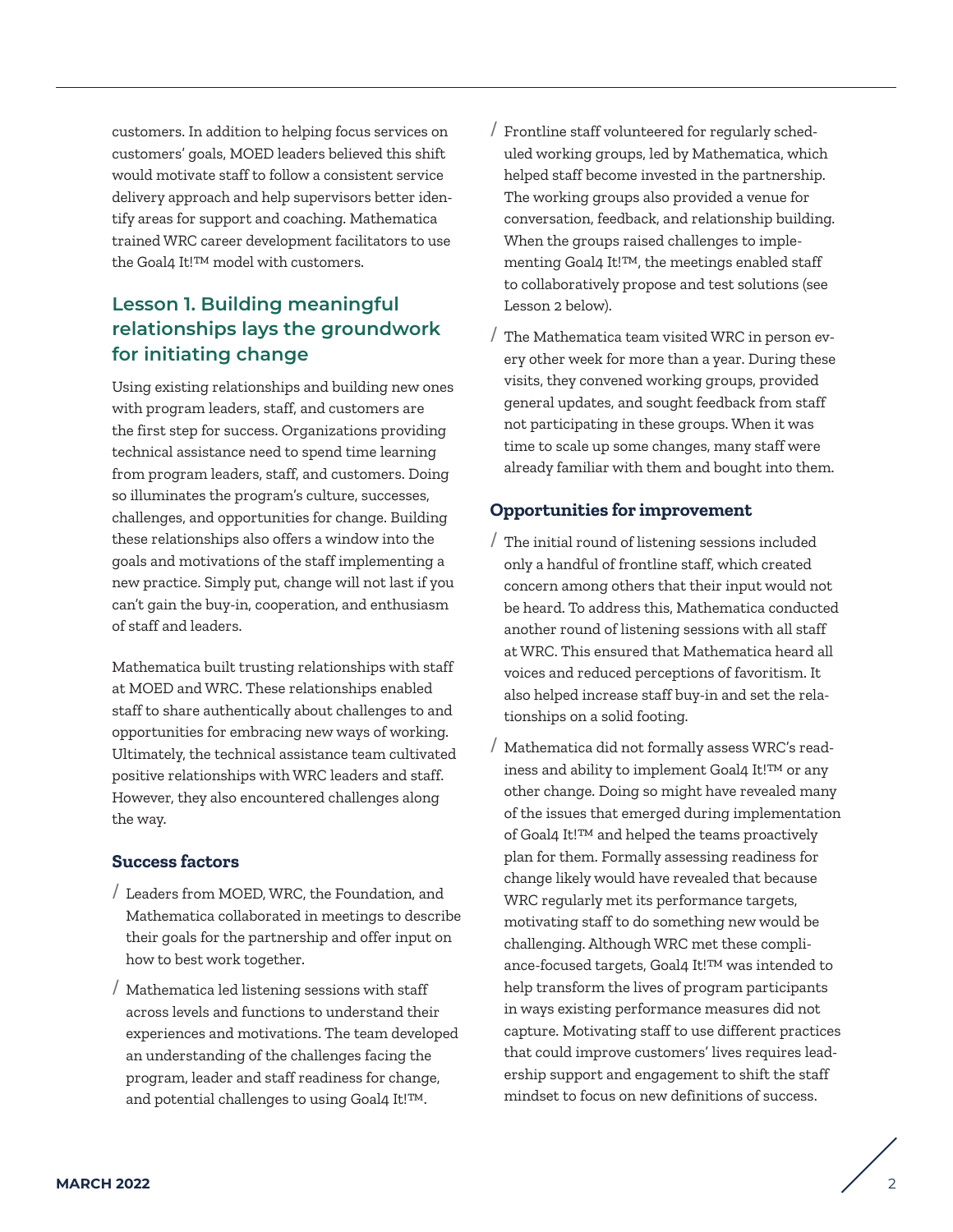customers. In addition to helping focus services on customers' goals, MOED leaders believed this shift would motivate staff to follow a consistent service delivery approach and help supervisors better identify areas for support and coaching. Mathematica trained WRC career development facilitators to use the Goal4 It!™ model with customers.

## Lesson 1. Building meaningful relationships lays the groundwork for initiating change

Using existing relationships and building new ones with program leaders, staff, and customers are the first step for success. Organizations providing technical assistance need to spend time learning from program leaders, staff, and customers. Doing so illuminates the program's culture, successes, challenges, and opportunities for change. Building these relationships also offers a window into the goals and motivations of the staff implementing a new practice. Simply put, change will not last if you can't gain the buy-in, cooperation, and enthusiasm of staff and leaders.

Mathematica built trusting relationships with staff at MOED and WRC. These relationships enabled staff to share authentically about challenges to and opportunities for embracing new ways of working. Ultimately, the technical assistance team cultivated positive relationships with WRC leaders and staff. However, they also encountered challenges along the way.

### Success factors

- Leaders from MOED, WRC, the Foundation, and Mathematica collaborated in meetings to describe their goals for the partnership and offer input on how to best work together.
- Mathematica led listening sessions with staff across levels and functions to understand their experiences and motivations. The team developed an understanding of the challenges facing the program, leader and staff readiness for change, and potential challenges to using Goal4 It!™.
- Frontline staff volunteered for regularly scheduled working groups, led by Mathematica, which helped staff become invested in the partnership. The working groups also provided a venue for conversation, feedback, and relationship building. When the groups raised challenges to implementing Goal4 It!™, the meetings enabled staff to collaboratively propose and test solutions (see Lesson 2 below).
- The Mathematica team visited WRC in person every other week for more than a year. During these visits, they convened working groups, provided general updates, and sought feedback from staff not participating in these groups. When it was time to scale up some changes, many staff were already familiar with them and bought into them.

### Opportunities for improvement

- The initial round of listening sessions included only a handful of frontline staff, which created concern among others that their input would not be heard. To address this, Mathematica conducted another round of listening sessions with all staff at WRC. This ensured that Mathematica heard all voices and reduced perceptions of favoritism. It also helped increase staff buy-in and set the relationships on a solid footing.
- Mathematica did not formally assess WRC's readiness and ability to implement Goal4 It!™ or any other change. Doing so might have revealed many of the issues that emerged during implementation of Goal4 It!™ and helped the teams proactively plan for them. Formally assessing readiness for change likely would have revealed that because WRC regularly met its performance targets, motivating staff to do something new would be challenging. Although WRC met these compliance-focused targets, Goal4 It!™ was intended to help transform the lives of program participants in ways existing performance measures did not capture. Motivating staff to use different practices that could improve customers' lives requires leadership support and engagement to shift the staff mindset to focus on new definitions of success.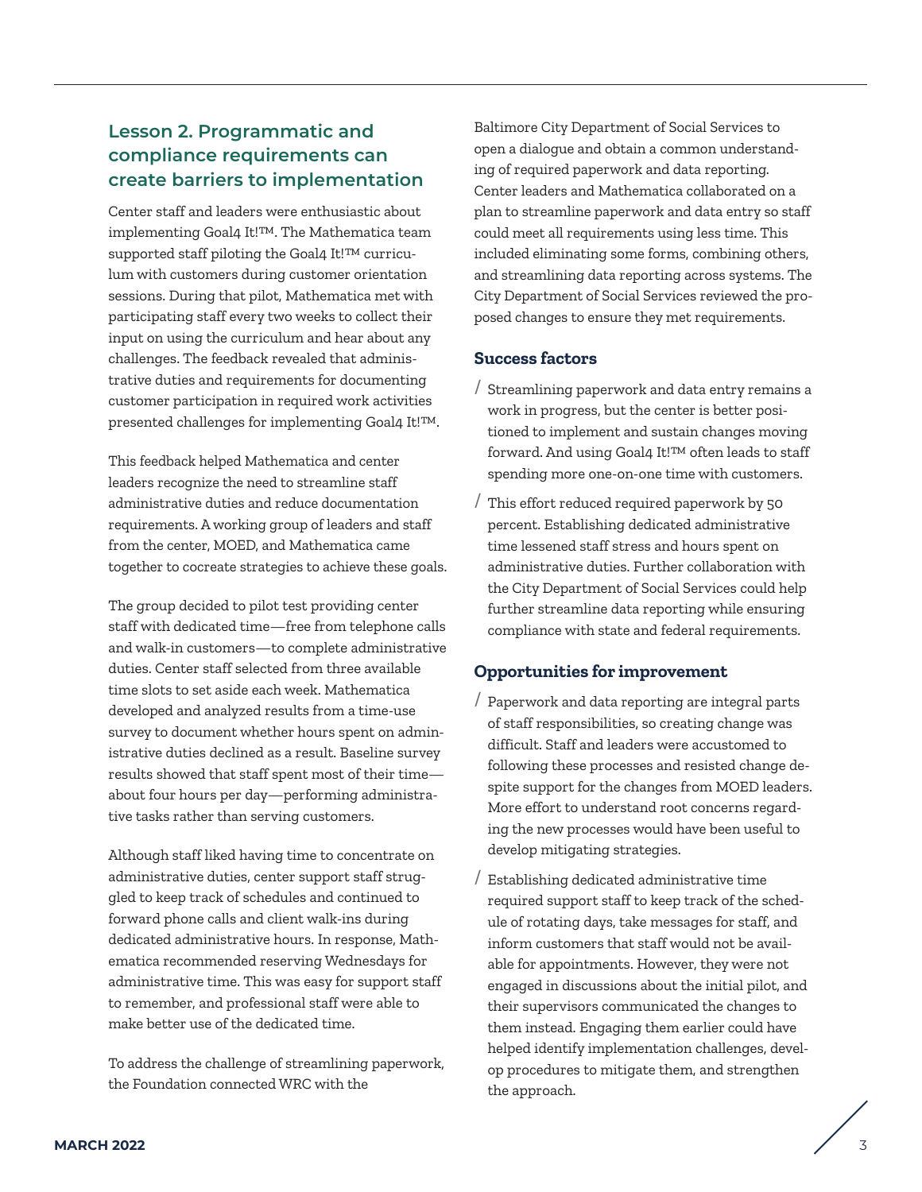## Lesson 2. Programmatic and compliance requirements can create barriers to implementation

Center staff and leaders were enthusiastic about implementing Goal4 It!™. The Mathematica team supported staff piloting the Goal4 It!™ curriculum with customers during customer orientation sessions. During that pilot, Mathematica met with participating staff every two weeks to collect their input on using the curriculum and hear about any challenges. The feedback revealed that administrative duties and requirements for documenting customer participation in required work activities presented challenges for implementing Goal4 It!™.

This feedback helped Mathematica and center leaders recognize the need to streamline staff administrative duties and reduce documentation requirements. A working group of leaders and staff from the center, MOED, and Mathematica came together to cocreate strategies to achieve these goals.

The group decided to pilot test providing center staff with dedicated time—free from telephone calls and walk-in customers—to complete administrative duties. Center staff selected from three available time slots to set aside each week. Mathematica developed and analyzed results from a time-use survey to document whether hours spent on administrative duties declined as a result. Baseline survey results showed that staff spent most of their time—about four hours per day—performing administrative tasks rather than serving customers.

Although staff liked having time to concentrate on administrative duties, center support staff struggled to keep track of schedules and continued to forward phone calls and client walk-ins during dedicated administrative hours. In response, Mathematica recommended reserving Wednesdays for administrative time. This was easy for support staff to remember, and professional staff were able to make better use of the dedicated time.

To address the challenge of streamlining paperwork, the Foundation connected WRC with the Baltimore City Department of Social Services to open a dialogue and obtain a common understanding of required paperwork and data reporting. Center leaders and Mathematica collaborated on a plan to streamline paperwork and data entry so staff could meet all requirements using less time. This included eliminating some forms, combining others, and streamlining data reporting across systems. The City Department of Social Services reviewed the proposed changes to ensure they met requirements.

### Success factors

- Streamlining paperwork and data entry remains a work in progress, but the center is better positioned to implement and sustain changes moving forward. And using Goal4 It!™ often leads to staff spending more one-on-one time with customers.
- This effort reduced required paperwork by 50 percent. Establishing dedicated administrative time lessened staff stress and hours spent on administrative duties. Further collaboration with the City Department of Social Services could help further streamline data reporting while ensuring compliance with state and federal requirements.

### Opportunities for improvement

- Paperwork and data reporting are integral parts of staff responsibilities, so creating change was difficult. Staff and leaders were accustomed to following these processes and resisted change despite support for the changes from MOED leaders. More effort to understand root concerns regarding the new processes would have been useful to develop mitigating strategies.
- Establishing dedicated administrative time required support staff to keep track of the schedule of rotating days, take messages for staff, and inform customers that staff would not be available for appointments. However, they were not engaged in discussions about the initial pilot, and their supervisors communicated the changes to them instead. Engaging them earlier could have helped identify implementation challenges, develop procedures to mitigate them, and strengthen the approach.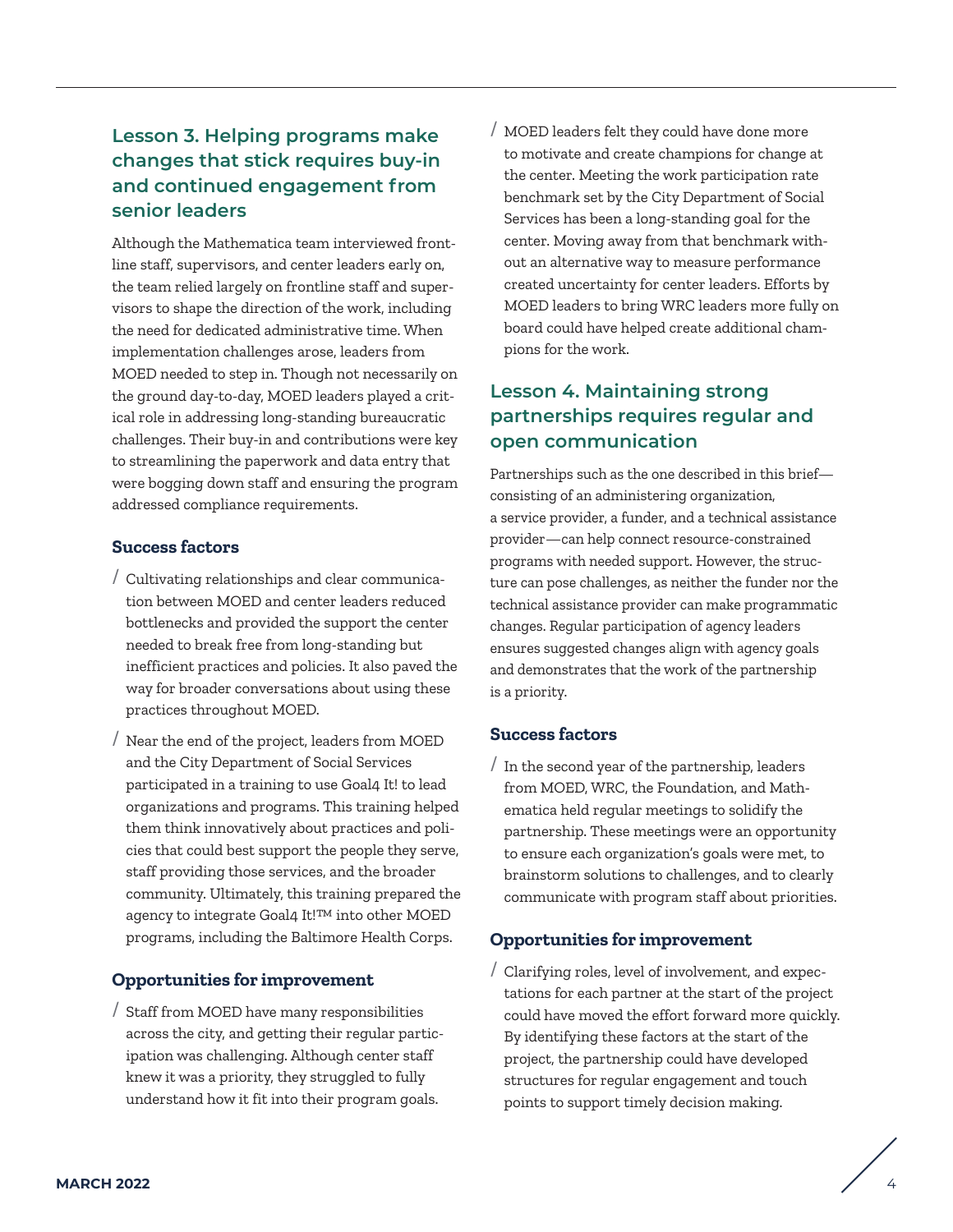## Lesson 3. Helping programs make changes that stick requires buy-in and continued engagement from senior leaders

Although the Mathematica team interviewed frontline staff, supervisors, and center leaders early on, the team relied largely on frontline staff and supervisors to shape the direction of the work, including the need for dedicated administrative time. When implementation challenges arose, leaders from MOED needed to step in. Though not necessarily on the ground day-to-day, MOED leaders played a critical role in addressing long-standing bureaucratic challenges. Their buy-in and contributions were key to streamlining the paperwork and data entry that were bogging down staff and ensuring the program addressed compliance requirements.

### Success factors

- Cultivating relationships and clear communication between MOED and center leaders reduced bottlenecks and provided the support the center needed to break free from long-standing but inefficient practices and policies. It also paved the way for broader conversations about using these practices throughout MOED.
- Near the end of the project, leaders from MOED and the City Department of Social Services participated in a training to use Goal4 It! to lead organizations and programs. This training helped them think innovatively about practices and policies that could best support the people they serve, staff providing those services, and the broader community. Ultimately, this training prepared the agency to integrate Goal4 It!™ into other MOED programs, including the Baltimore Health Corps.

### Opportunities for improvement

- Staff from MOED have many responsibilities across the city, and getting their regular participation was challenging. Although center staff knew it was a priority, they struggled to fully understand how it fit into their program goals.
- MOED leaders felt they could have done more to motivate and create champions for change at the center. Meeting the work participation rate benchmark set by the City Department of Social Services has been a long-standing goal for the center. Moving away from that benchmark without an alternative way to measure performance created uncertainty for center leaders. Efforts by MOED leaders to bring WRC leaders more fully on board could have helped create additional champions for the work.

## Lesson 4. Maintaining strong partnerships requires regular and open communication

Partnerships such as the one described in this brief—consisting of an administering organization, a service provider, a funder, and a technical assistance provider—can help connect resource-constrained programs with needed support. However, the structure can pose challenges, as neither the funder nor the technical assistance provider can make programmatic changes. Regular participation of agency leaders ensures suggested changes align with agency goals and demonstrates that the work of the partnership is a priority.

### Success factors

- In the second year of the partnership, leaders from MOED, WRC, the Foundation, and Mathematica held regular meetings to solidify the partnership. These meetings were an opportunity to ensure each organization's goals were met, to brainstorm solutions to challenges, and to clearly communicate with program staff about priorities.

### Opportunities for improvement

- Clarifying roles, level of involvement, and expectations for each partner at the start of the project could have moved the effort forward more quickly. By identifying these factors at the start of the project, the partnership could have developed structures for regular engagement and touch points to support timely decision making.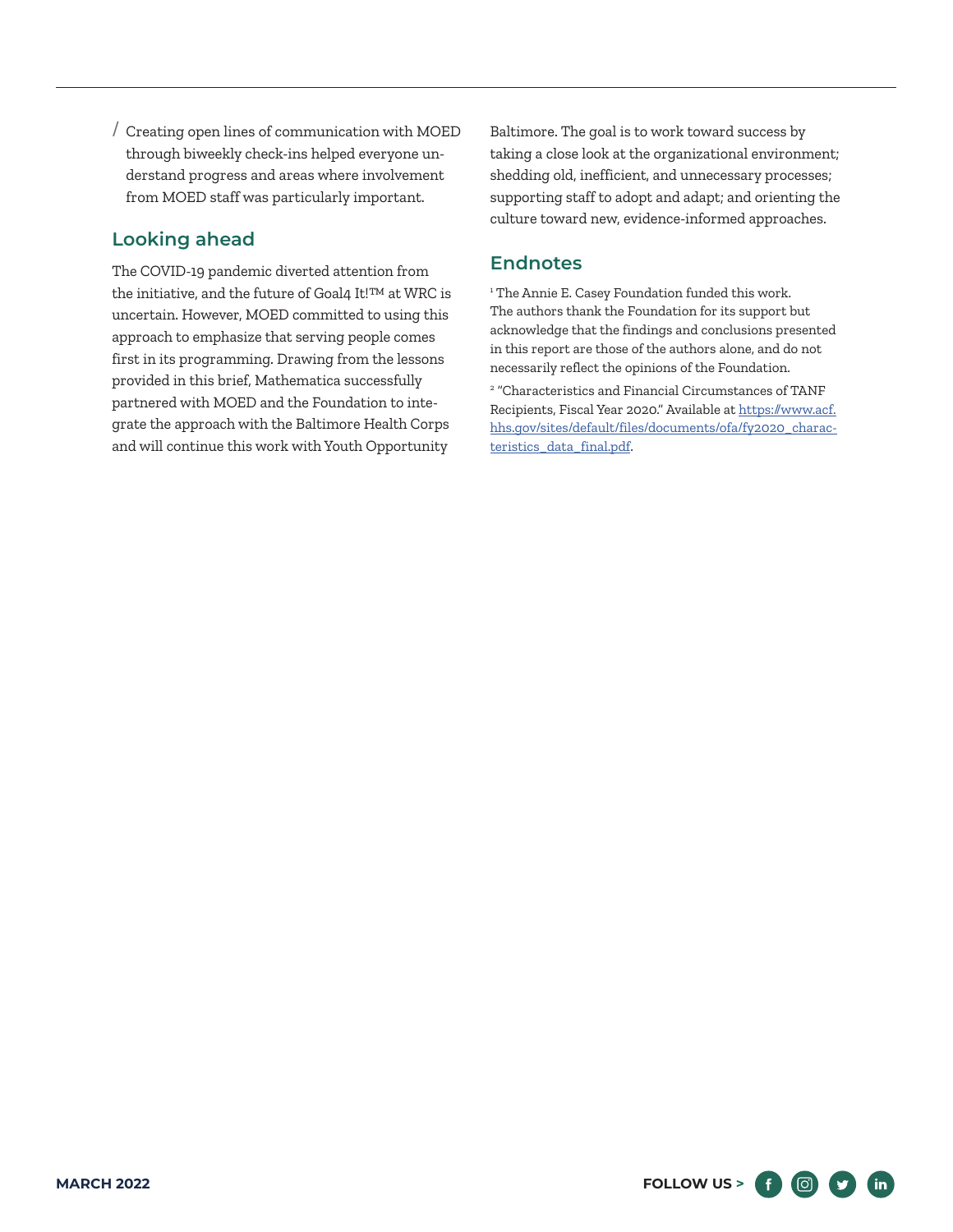- Creating open lines of communication with MOED through biweekly check-ins helped everyone understand progress and areas where involvement from MOED staff was particularly important.

## Looking ahead

The COVID-19 pandemic diverted attention from the initiative, and the future of Goal4 It!™ at WRC is uncertain. However, MOED committed to using this approach to emphasize that serving people comes first in its programming. Drawing from the lessons provided in this brief, Mathematica successfully partnered with MOED and the Foundation to integrate the approach with the Baltimore Health Corps and will continue this work with Youth Opportunity Baltimore. The goal is to work toward success by taking a close look at the organizational environment; shedding old, inefficient, and unnecessary processes; supporting staff to adopt and adapt; and orienting the culture toward new, evidence-informed approaches.

## Endnotes

[1] The Annie E. Casey Foundation funded this work. The authors thank the Foundation for its support but acknowledge that the findings and conclusions presented in this report are those of the authors alone, and do not necessarily reflect the opinions of the Foundation.

[2] "Characteristics and Financial Circumstances of TANF Recipients, Fiscal Year 2020." Available at https://www.acf.hhs.gov/sites/default/files/documents/ofa/fy2020_characteristics_data_final.pdf.

MARCH 2022